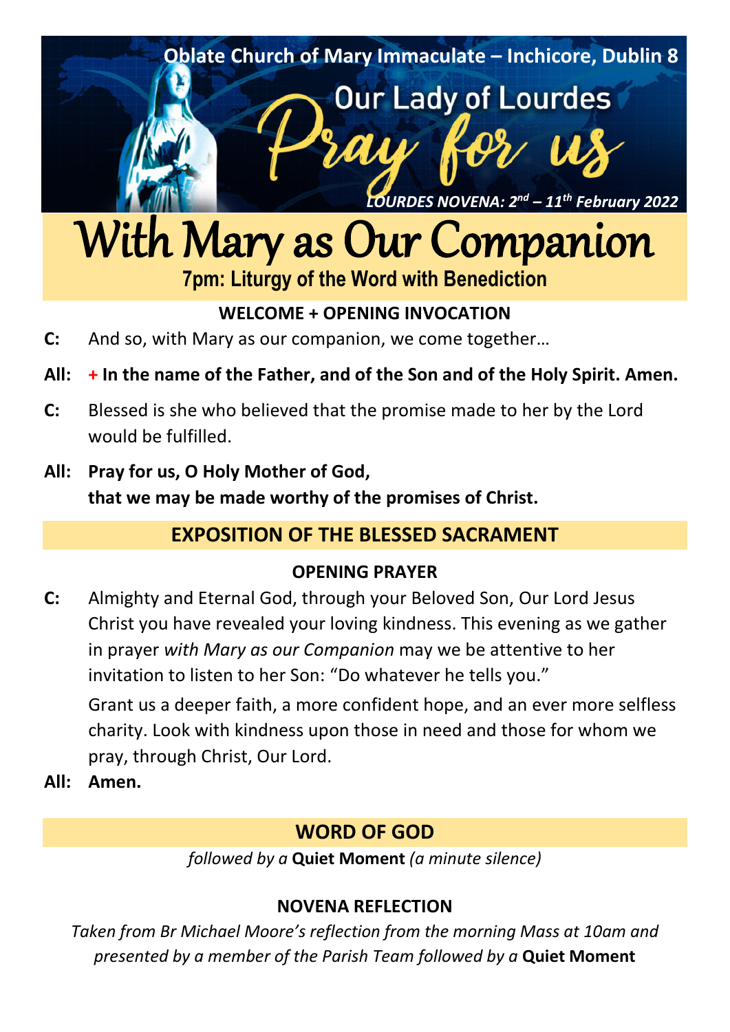**Oblate Church of Mary Immaculate – Inchicore, Dublin 8**

Our Lady of Lourdes

Pray for us

*LOURDES NOVENA: 2nd – 11th February 2022*

# With Mary as Our Companion

**7pm: Liturgy of the Word with Benediction**

### WELCOME + OPENING INVOCATION

**C:** And so, with Mary as our companion, we come together…

**All:** **+ In the name of the Father, and of the Son and of the Holy Spirit. Amen.**

**C:** Blessed is she who believed that the promise made to her by the Lord would be fulfilled.

**All:** **Pray for us, O Holy Mother of God, that we may be made worthy of the promises of Christ.**

## EXPOSITION OF THE BLESSED SACRAMENT

### OPENING PRAYER

**C:** Almighty and Eternal God, through your Beloved Son, Our Lord Jesus Christ you have revealed your loving kindness. This evening as we gather in prayer *with Mary as our Companion* may we be attentive to her invitation to listen to her Son: "Do whatever he tells you."

Grant us a deeper faith, a more confident hope, and an ever more selfless charity. Look with kindness upon those in need and those for whom we pray, through Christ, Our Lord.

**All:** **Amen.**

## WORD OF GOD

*followed by a* **Quiet Moment** *(a minute silence)*

### NOVENA REFLECTION

*Taken from Br Michael Moore's reflection from the morning Mass at 10am and presented by a member of the Parish Team followed by a* **Quiet Moment**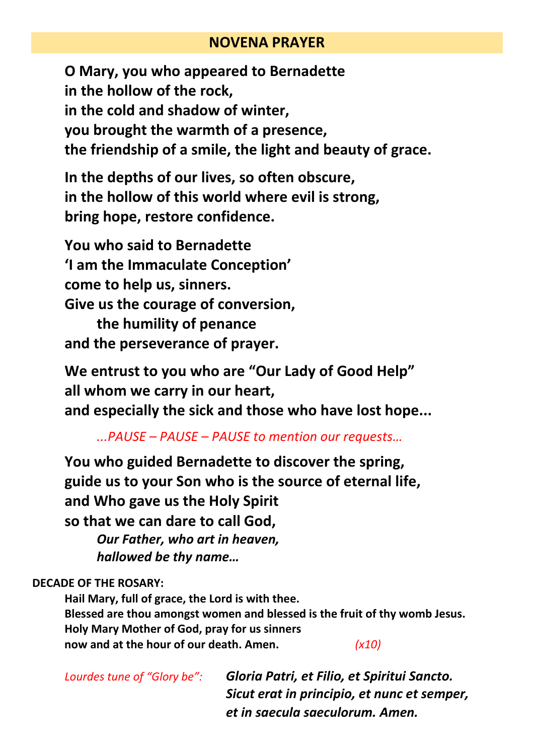## NOVENA PRAYER

**O Mary, you who appeared to Bernadette**
**in the hollow of the rock,**
**in the cold and shadow of winter,**
**you brought the warmth of a presence,**
**the friendship of a smile, the light and beauty of grace.**

**In the depths of our lives, so often obscure,**
**in the hollow of this world where evil is strong,**
**bring hope, restore confidence.**

**You who said to Bernadette**
**'I am the Immaculate Conception'**
**come to help us, sinners.**
**Give us the courage of conversion,**
**the humility of penance**
**and the perseverance of prayer.**

**We entrust to you who are "Our Lady of Good Help"**
**all whom we carry in our heart,**
**and especially the sick and those who have lost hope...**

*...PAUSE – PAUSE – PAUSE to mention our requests…*

**You who guided Bernadette to discover the spring,**
**guide us to your Son who is the source of eternal life,**
**and Who gave us the Holy Spirit**
**so that we can dare to call God,**
***Our Father, who art in heaven,***
***hallowed be thy name…***

**DECADE OF THE ROSARY:**

**Hail Mary, full of grace, the Lord is with thee.**
**Blessed are thou amongst women and blessed is the fruit of thy womb Jesus.**
**Holy Mary Mother of God, pray for us sinners**
**now and at the hour of our death. Amen.** *(x10)*

*Lourdes tune of "Glory be":* ***Gloria Patri, et Filio, et Spiritui Sancto.***
***Sicut erat in principio, et nunc et semper,***
***et in saecula saeculorum. Amen.***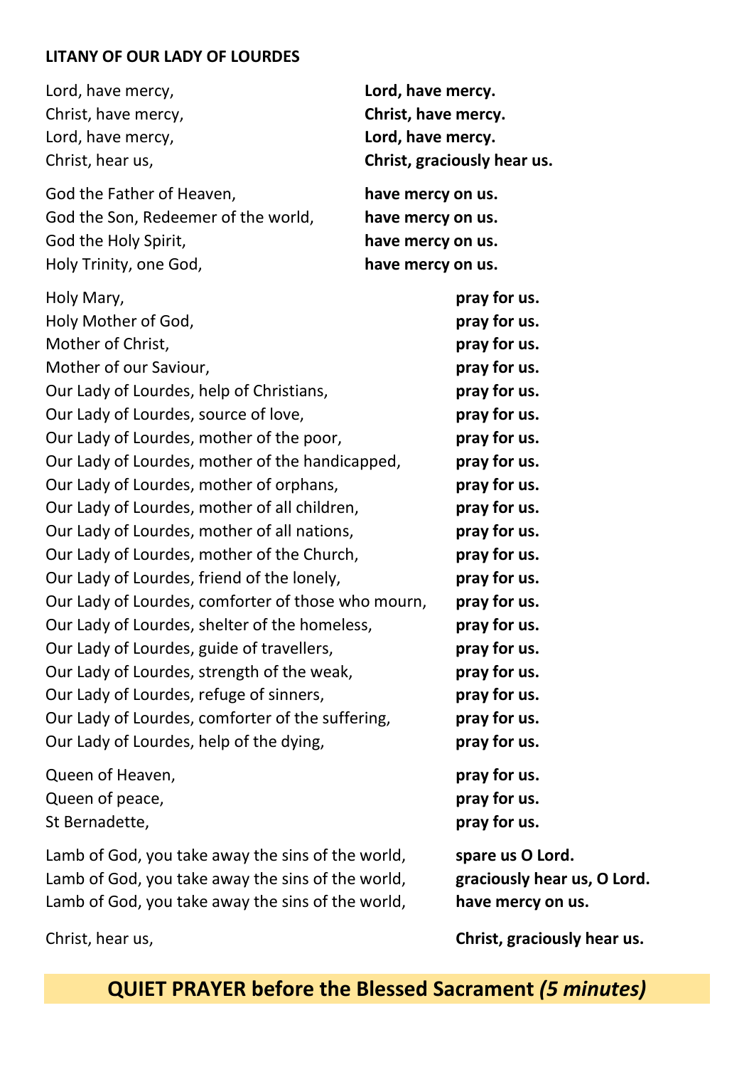## LITANY OF OUR LADY OF LOURDES

| | |
|---|---|
| Lord, have mercy, | **Lord, have mercy.** |
| Christ, have mercy, | **Christ, have mercy.** |
| Lord, have mercy, | **Lord, have mercy.** |
| Christ, hear us, | **Christ, graciously hear us.** |
| God the Father of Heaven, | **have mercy on us.** |
| God the Son, Redeemer of the world, | **have mercy on us.** |
| God the Holy Spirit, | **have mercy on us.** |
| Holy Trinity, one God, | **have mercy on us.** |
| Holy Mary, | **pray for us.** |
| Holy Mother of God, | **pray for us.** |
| Mother of Christ, | **pray for us.** |
| Mother of our Saviour, | **pray for us.** |
| Our Lady of Lourdes, help of Christians, | **pray for us.** |
| Our Lady of Lourdes, source of love, | **pray for us.** |
| Our Lady of Lourdes, mother of the poor, | **pray for us.** |
| Our Lady of Lourdes, mother of the handicapped, | **pray for us.** |
| Our Lady of Lourdes, mother of orphans, | **pray for us.** |
| Our Lady of Lourdes, mother of all children, | **pray for us.** |
| Our Lady of Lourdes, mother of all nations, | **pray for us.** |
| Our Lady of Lourdes, mother of the Church, | **pray for us.** |
| Our Lady of Lourdes, friend of the lonely, | **pray for us.** |
| Our Lady of Lourdes, comforter of those who mourn, | **pray for us.** |
| Our Lady of Lourdes, shelter of the homeless, | **pray for us.** |
| Our Lady of Lourdes, guide of travellers, | **pray for us.** |
| Our Lady of Lourdes, strength of the weak, | **pray for us.** |
| Our Lady of Lourdes, refuge of sinners, | **pray for us.** |
| Our Lady of Lourdes, comforter of the suffering, | **pray for us.** |
| Our Lady of Lourdes, help of the dying, | **pray for us.** |
| Queen of Heaven, | **pray for us.** |
| Queen of peace, | **pray for us.** |
| St Bernadette, | **pray for us.** |
| Lamb of God, you take away the sins of the world, | **spare us O Lord.** |
| Lamb of God, you take away the sins of the world, | **graciously hear us, O Lord.** |
| Lamb of God, you take away the sins of the world, | **have mercy on us.** |
| Christ, hear us, | **Christ, graciously hear us.** |

## QUIET PRAYER before the Blessed Sacrament *(5 minutes)*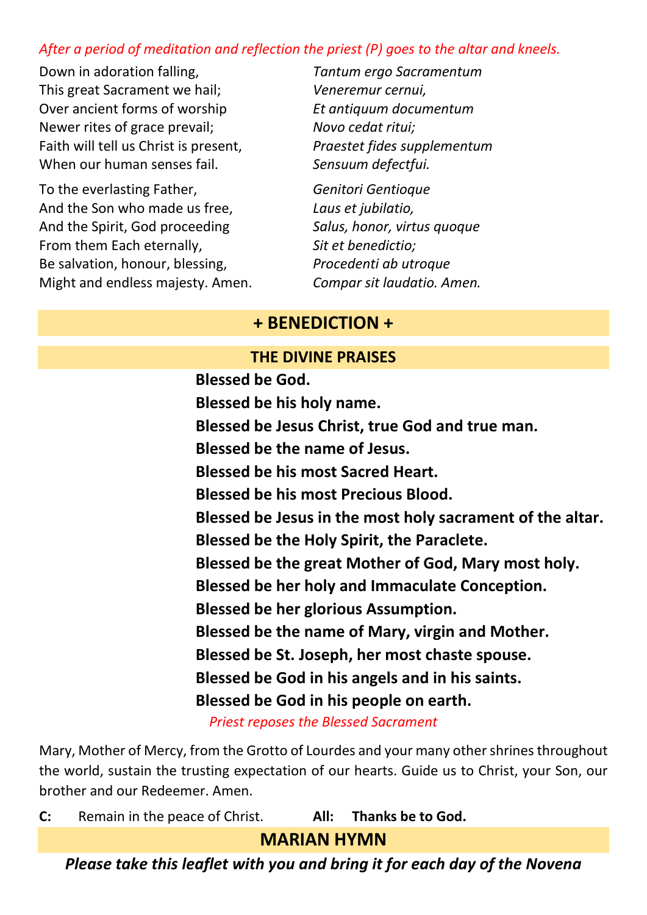*After a period of meditation and reflection the priest (P) goes to the altar and kneels.*

Down in adoration falling,
This great Sacrament we hail;
Over ancient forms of worship
Newer rites of grace prevail;
Faith will tell us Christ is present,
When our human senses fail.

To the everlasting Father,
And the Son who made us free,
And the Spirit, God proceeding
From them Each eternally,
Be salvation, honour, blessing,
Might and endless majesty. Amen.

*Tantum ergo Sacramentum*
*Veneremur cernui,*
*Et antiquum documentum*
*Novo cedat ritui;*
*Praestet fides supplementum*
*Sensuum defectfui.*

*Genitori Gentioque*
*Laus et jubilatio,*
*Salus, honor, virtus quoque*
*Sit et benedictio;*
*Procedenti ab utroque*
*Compar sit laudatio. Amen.*

## + BENEDICTION +

### THE DIVINE PRAISES

**Blessed be God.**
**Blessed be his holy name.**
**Blessed be Jesus Christ, true God and true man.**
**Blessed be the name of Jesus.**
**Blessed be his most Sacred Heart.**
**Blessed be his most Precious Blood.**
**Blessed be Jesus in the most holy sacrament of the altar.**
**Blessed be the Holy Spirit, the Paraclete.**
**Blessed be the great Mother of God, Mary most holy.**
**Blessed be her holy and Immaculate Conception.**
**Blessed be her glorious Assumption.**
**Blessed be the name of Mary, virgin and Mother.**
**Blessed be St. Joseph, her most chaste spouse.**
**Blessed be God in his angels and in his saints.**
**Blessed be God in his people on earth.**

*Priest reposes the Blessed Sacrament*

Mary, Mother of Mercy, from the Grotto of Lourdes and your many other shrines throughout the world, sustain the trusting expectation of our hearts. Guide us to Christ, your Son, our brother and our Redeemer. Amen.

**C:** Remain in the peace of Christ. **All: Thanks be to God.**

## MARIAN HYMN

***Please take this leaflet with you and bring it for each day of the Novena***